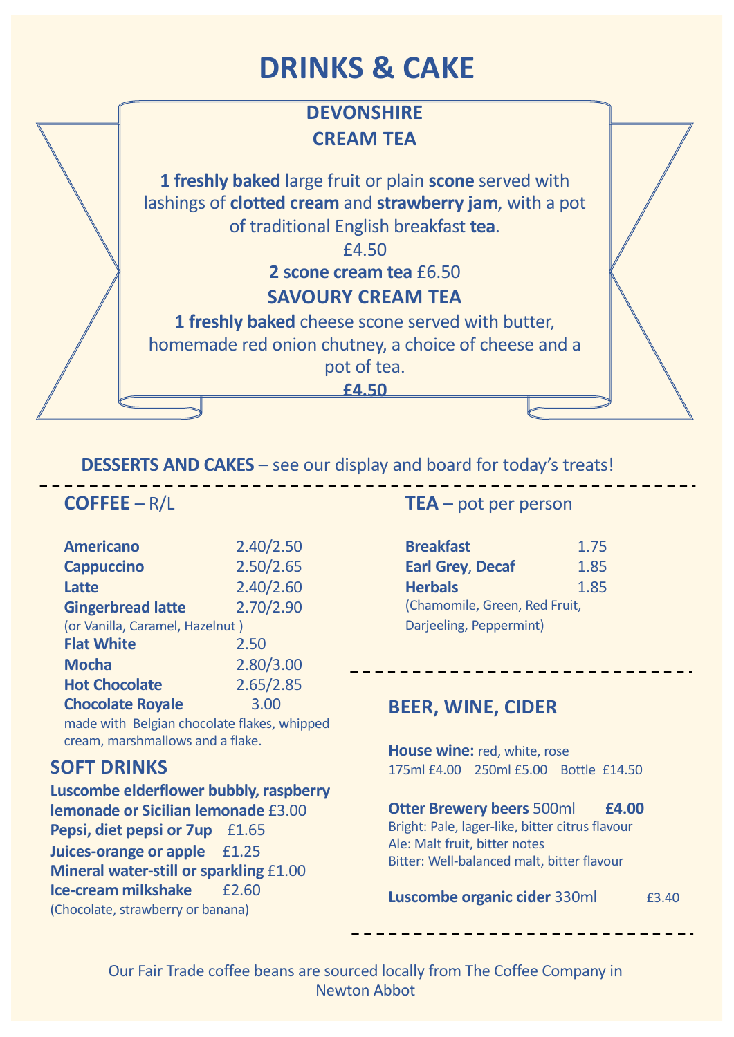# DRINKS & CAKE

## DEVONSHIRE CREAM TEA

**1 freshly baked** large fruit or plain **scone** served with lashings of **clotted cream** and **strawberry jam**, with a pot of traditional English breakfast **tea**.

£4.50

**2 scone cream tea** £6.50

## SAVOURY CREAM TEA

**1 freshly baked** cheese scone served with butter, homemade red onion chutney, a choice of cheese and a pot of tea.

**£4.50**

**DESSERTS AND CAKES** – see our display and board for today's treats!

---

## COFFEE – R/L

| | |
|---|---|
| **Americano** | 2.40/2.50 |
| **Cappuccino** | 2.50/2.65 |
| **Latte** | 2.40/2.60 |
| **Gingerbread latte** | 2.70/2.90 |
| (or Vanilla, Caramel, Hazelnut ) | |
| **Flat White** | 2.50 |
| **Mocha** | 2.80/3.00 |
| **Hot Chocolate** | 2.65/2.85 |
| **Chocolate Royale** | 3.00 |

made with Belgian chocolate flakes, whipped cream, marshmallows and a flake.

## SOFT DRINKS

**Luscombe elderflower bubbly, raspberry lemonade or Sicilian lemonade** £3.00
**Pepsi, diet pepsi or 7up** £1.65
**Juices-orange or apple** £1.25
**Mineral water-still or sparkling** £1.00
**Ice-cream milkshake** £2.60
(Chocolate, strawberry or banana)

## TEA – pot per person

| | |
|---|---|
| **Breakfast** | 1.75 |
| **Earl Grey**, **Decaf** | 1.85 |
| **Herbals** | 1.85 |

(Chamomile, Green, Red Fruit, Darjeeling, Peppermint)

---

## BEER, WINE, CIDER

**House wine:** red, white, rose
175ml £4.00 250ml £5.00 Bottle £14.50

**Otter Brewery beers** 500ml **£4.00**
Bright: Pale, lager-like, bitter citrus flavour
Ale: Malt fruit, bitter notes
Bitter: Well-balanced malt, bitter flavour

**Luscombe organic cider** 330ml £3.40

---

Our Fair Trade coffee beans are sourced locally from The Coffee Company in Newton Abbot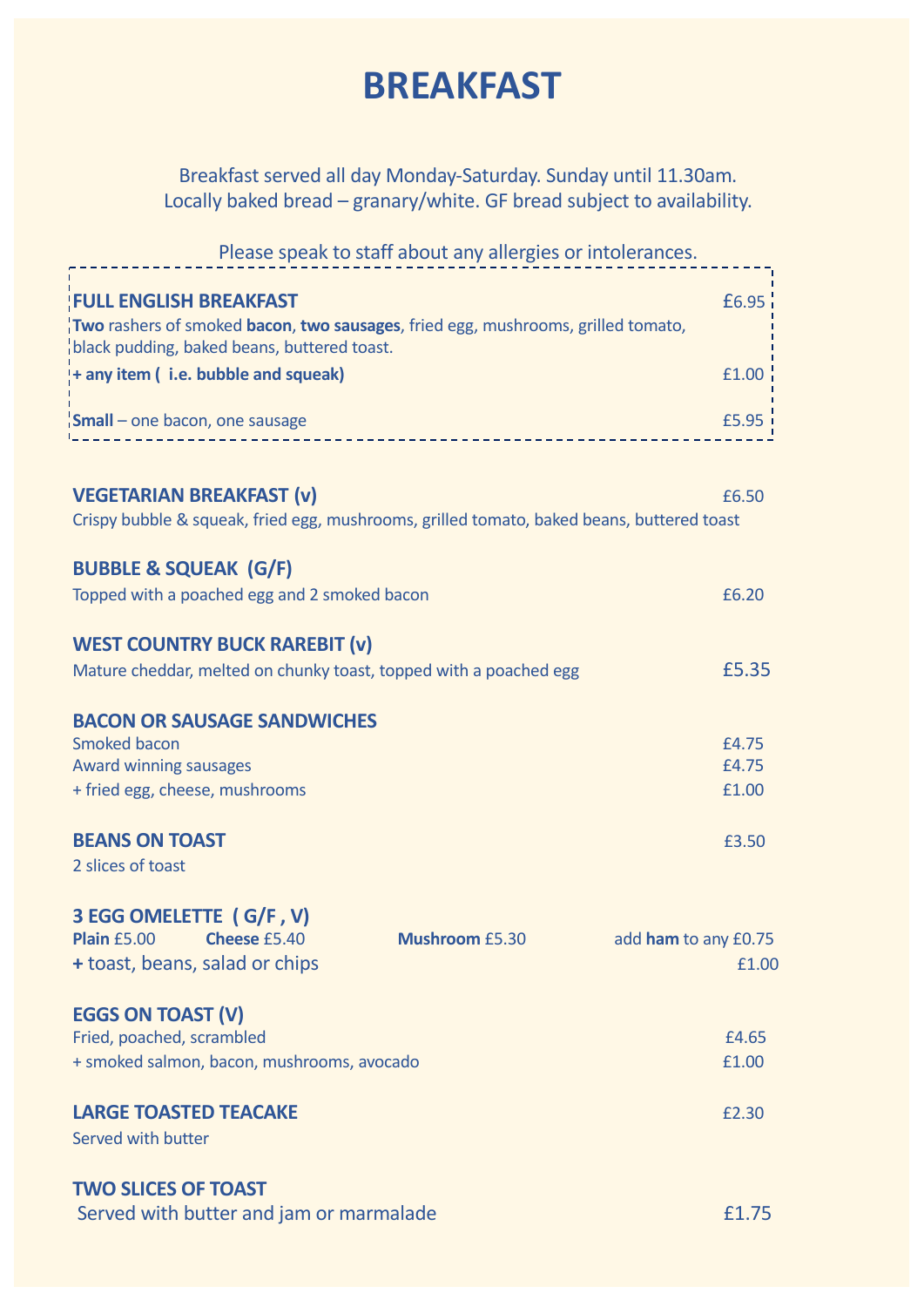# BREAKFAST

Breakfast served all day Monday-Saturday. Sunday until 11.30am.
Locally baked bread – granary/white. GF bread subject to availability.

Please speak to staff about any allergies or intolerances.

**FULL ENGLISH BREAKFAST** £6.95

**Two** rashers of smoked **bacon**, **two sausages**, fried egg, mushrooms, grilled tomato, black pudding, baked beans, buttered toast.

**+ any item ( i.e. bubble and squeak)** £1.00

**Small** – one bacon, one sausage £5.95

**VEGETARIAN BREAKFAST (v)** £6.50

Crispy bubble & squeak, fried egg, mushrooms, grilled tomato, baked beans, buttered toast

**BUBBLE & SQUEAK (G/F)**

Topped with a poached egg and 2 smoked bacon £6.20

**WEST COUNTRY BUCK RAREBIT (v)**

Mature cheddar, melted on chunky toast, topped with a poached egg £5.35

**BACON OR SAUSAGE SANDWICHES**

Smoked bacon £4.75
Award winning sausages £4.75
+ fried egg, cheese, mushrooms £1.00

**BEANS ON TOAST** £3.50

2 slices of toast

**3 EGG OMELETTE ( G/F , V)**

**Plain** £5.00 **Cheese** £5.40 **Mushroom** £5.30 add **ham** to any £0.75
**+** toast, beans, salad or chips £1.00

**EGGS ON TOAST (V)**

Fried, poached, scrambled £4.65
+ smoked salmon, bacon, mushrooms, avocado £1.00

**LARGE TOASTED TEACAKE** £2.30

Served with butter

**TWO SLICES OF TOAST**

Served with butter and jam or marmalade £1.75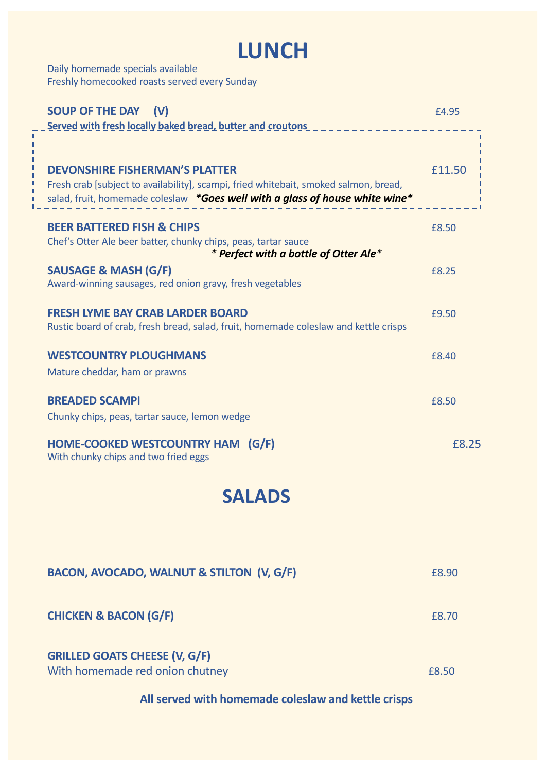# LUNCH

Daily homemade specials available
Freshly homecooked roasts served every Sunday

**SOUP OF THE DAY (V)** £4.95
**Served with fresh locally baked bread, butter and croutons**

**DEVONSHIRE FISHERMAN'S PLATTER** £11.50
Fresh crab [subject to availability], scampi, fried whitebait, smoked salmon, bread, salad, fruit, homemade coleslaw ***Goes well with a glass of house white wine***

**BEER BATTERED FISH & CHIPS** £8.50
Chef's Otter Ale beer batter, chunky chips, peas, tartar sauce
*** Perfect with a bottle of Otter Ale***

**SAUSAGE & MASH (G/F)** £8.25
Award-winning sausages, red onion gravy, fresh vegetables

**FRESH LYME BAY CRAB LARDER BOARD** £9.50
Rustic board of crab, fresh bread, salad, fruit, homemade coleslaw and kettle crisps

**WESTCOUNTRY PLOUGHMANS** £8.40
Mature cheddar, ham or prawns

**BREADED SCAMPI** £8.50
Chunky chips, peas, tartar sauce, lemon wedge

**HOME-COOKED WESTCOUNTRY HAM (G/F)** £8.25
With chunky chips and two fried eggs

# SALADS

**BACON, AVOCADO, WALNUT & STILTON (V, G/F)** £8.90

**CHICKEN & BACON (G/F)** £8.70

**GRILLED GOATS CHEESE (V, G/F)**
With homemade red onion chutney £8.50

**All served with homemade coleslaw and kettle crisps**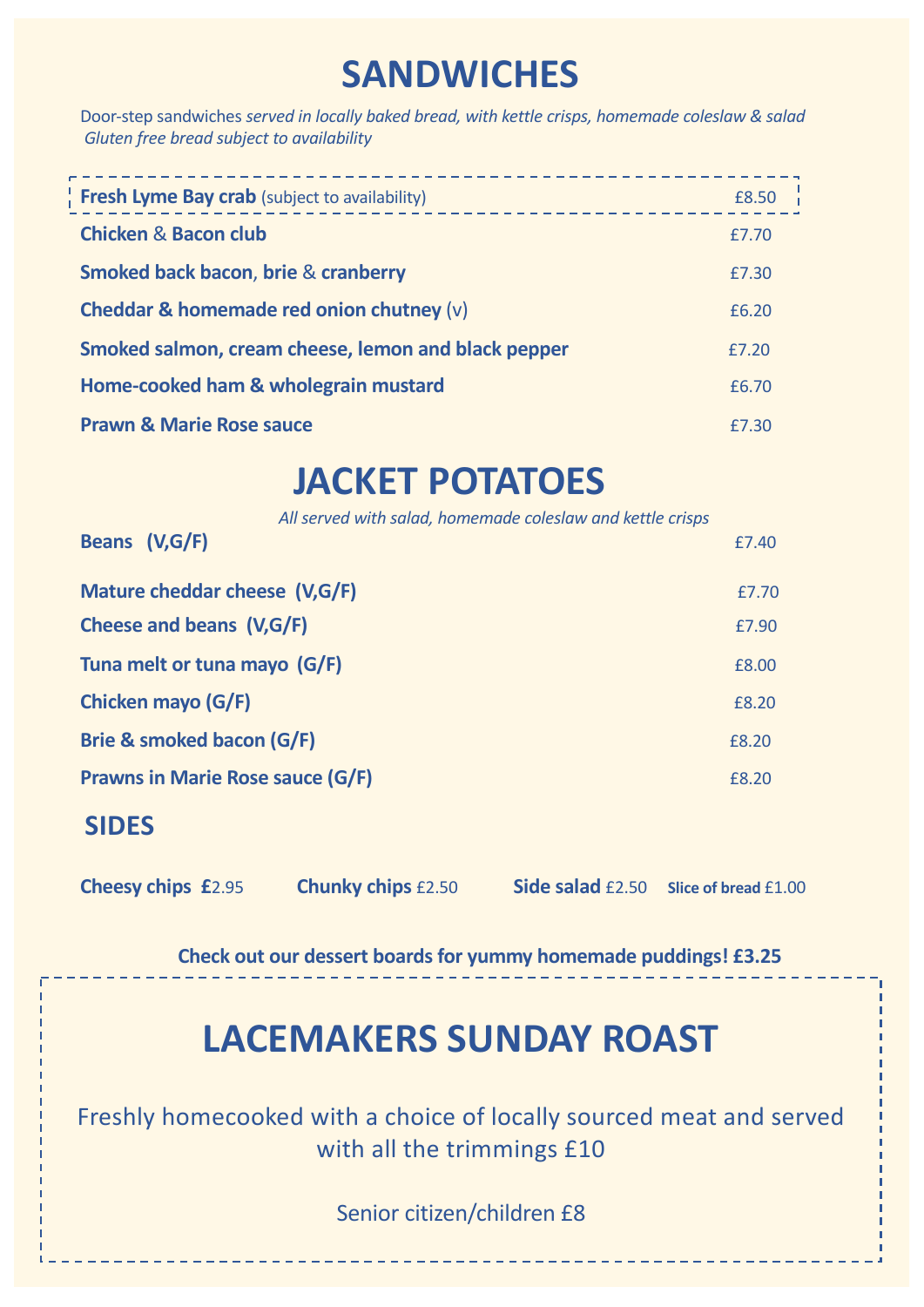# SANDWICHES

Door-step sandwiches *served in locally baked bread, with kettle crisps, homemade coleslaw & salad*
*Gluten free bread subject to availability*

| | |
|---|---|
| **Fresh Lyme Bay crab** (subject to availability) | £8.50 |
| **Chicken & Bacon club** | £7.70 |
| **Smoked back bacon, brie & cranberry** | £7.30 |
| **Cheddar & homemade red onion chutney** (v) | £6.20 |
| **Smoked salmon, cream cheese, lemon and black pepper** | £7.20 |
| **Home-cooked ham & wholegrain mustard** | £6.70 |
| **Prawn & Marie Rose sauce** | £7.30 |

# JACKET POTATOES

*All served with salad, homemade coleslaw and kettle crisps*

| | |
|---|---|
| **Beans (V,G/F)** | £7.40 |
| **Mature cheddar cheese (V,G/F)** | £7.70 |
| **Cheese and beans (V,G/F)** | £7.90 |
| **Tuna melt or tuna mayo (G/F)** | £8.00 |
| **Chicken mayo (G/F)** | £8.20 |
| **Brie & smoked bacon (G/F)** | £8.20 |
| **Prawns in Marie Rose sauce (G/F)** | £8.20 |

## SIDES

**Cheesy chips** £2.95 **Chunky chips** £2.50 **Side salad** £2.50 **Slice of bread** £1.00

**Check out our dessert boards for yummy homemade puddings! £3.25**

# LACEMAKERS SUNDAY ROAST

Freshly homecooked with a choice of locally sourced meat and served with all the trimmings £10

Senior citizen/children £8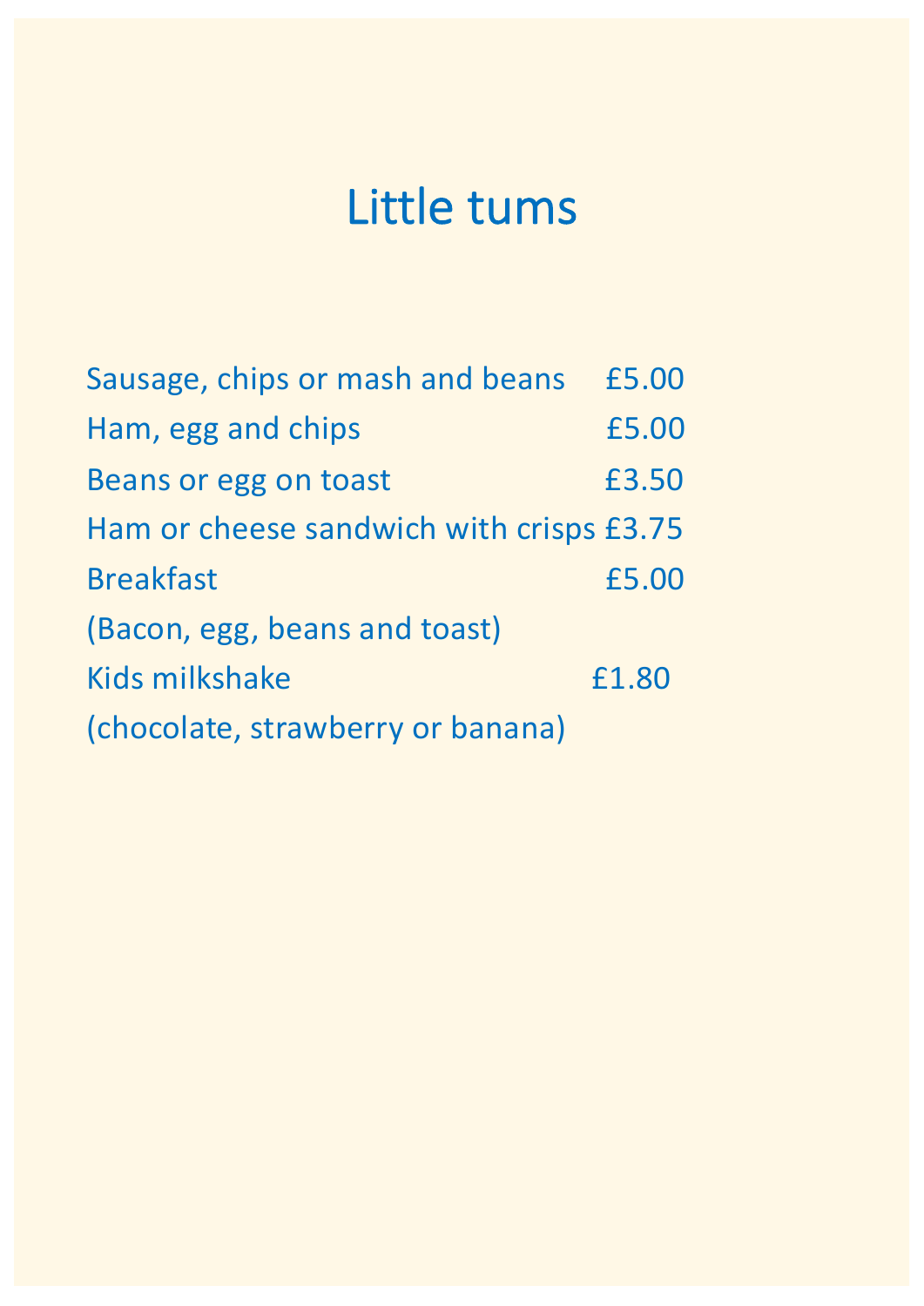# Little tums

| | |
|---|---|
| Sausage, chips or mash and beans | £5.00 |
| Ham, egg and chips | £5.00 |
| Beans or egg on toast | £3.50 |
| Ham or cheese sandwich with crisps | £3.75 |
| Breakfast<br>(Bacon, egg, beans and toast) | £5.00 |
| Kids milkshake<br>(chocolate, strawberry or banana) | £1.80 |